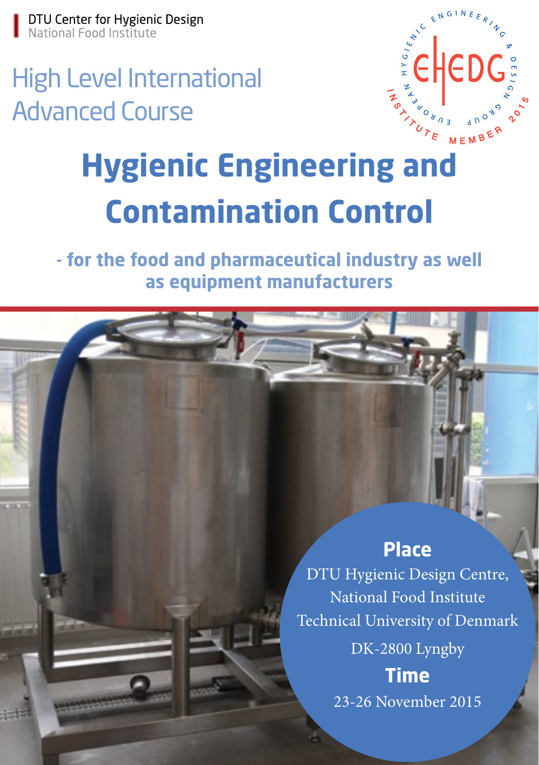DTU Center for Hygienic Design
National Food Institute

## High Level International Advanced Course

EUROPEAN HYGIENIC ENGINEERING & DESIGN GROUP
EHEDG
INSTITUTE MEMBER 2015

# Hygienic Engineering and Contamination Control

**- for the food and pharmaceutical industry as well as equipment manufacturers**

**Place**

DTU Hygienic Design Centre,
National Food Institute
Technical University of Denmark
DK-2800 Lyngby

**Time**

23-26 November 2015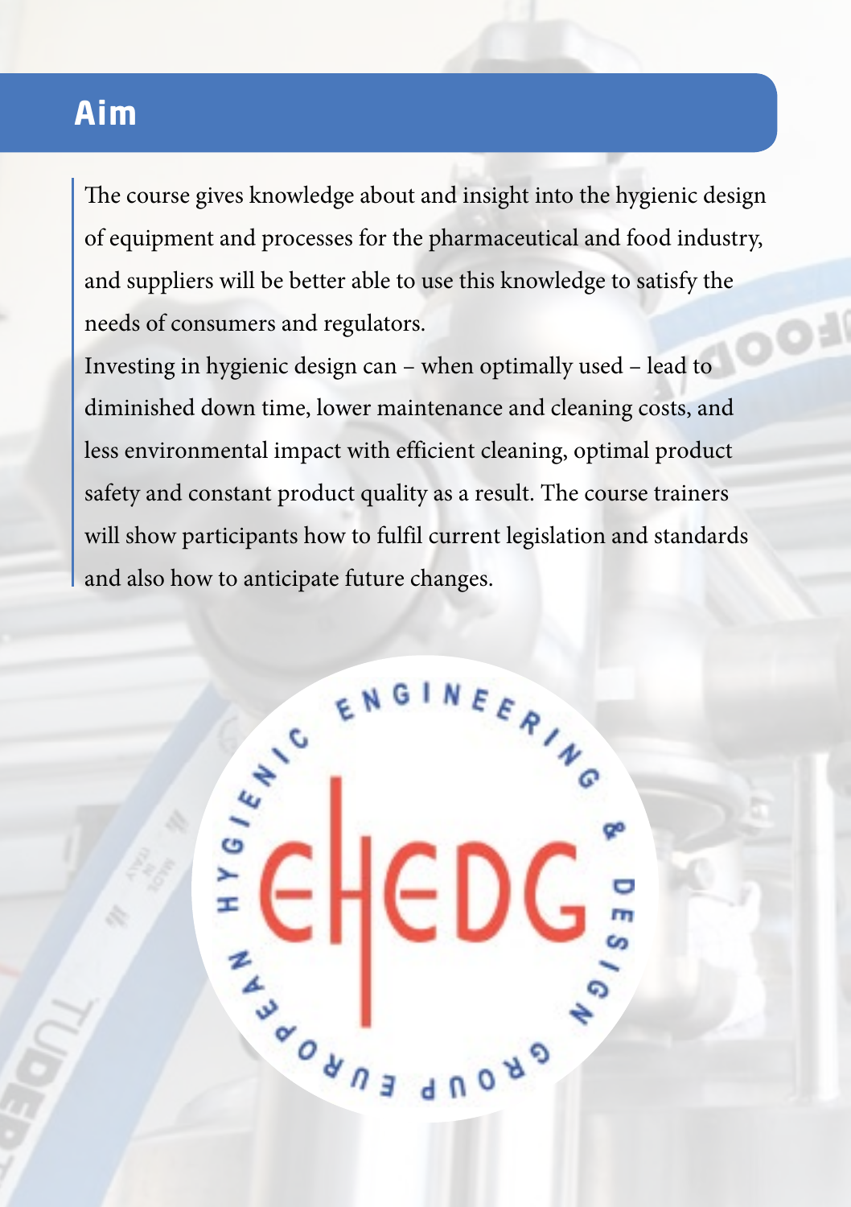## Aim

The course gives knowledge about and insight into the hygienic design of equipment and processes for the pharmaceutical and food industry, and suppliers will be better able to use this knowledge to satisfy the needs of consumers and regulators.

Investing in hygienic design can – when optimally used – lead to diminished down time, lower maintenance and cleaning costs, and less environmental impact with efficient cleaning, optimal product safety and constant product quality as a result. The course trainers will show participants how to fulfil current legislation and standards and also how to anticipate future changes.

EHEDG

EUROPEAN HYGIENIC ENGINEERING & DESIGN GROUP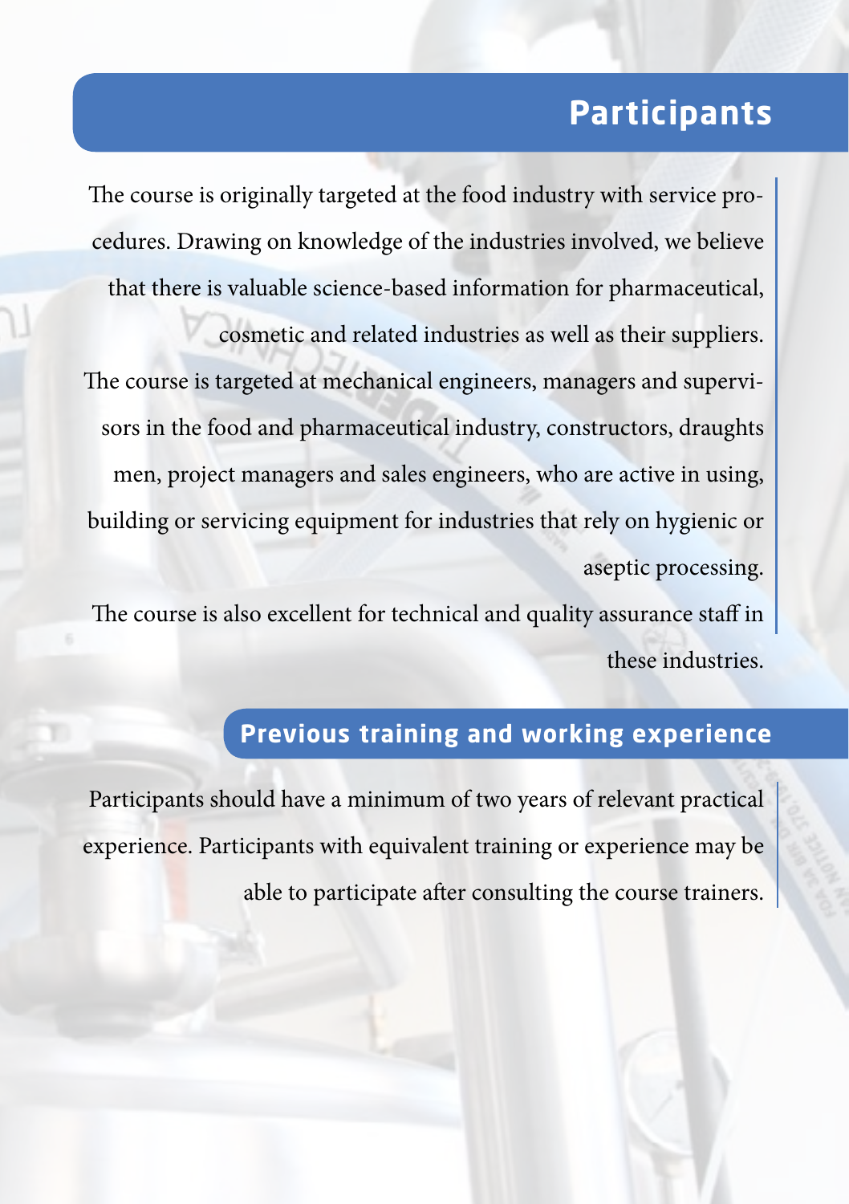# Participants

The course is originally targeted at the food industry with service procedures. Drawing on knowledge of the industries involved, we believe that there is valuable science-based information for pharmaceutical, cosmetic and related industries as well as their suppliers.

The course is targeted at mechanical engineers, managers and supervisors in the food and pharmaceutical industry, constructors, draughts men, project managers and sales engineers, who are active in using, building or servicing equipment for industries that rely on hygienic or aseptic processing.

The course is also excellent for technical and quality assurance staff in these industries.

## Previous training and working experience

Participants should have a minimum of two years of relevant practical experience. Participants with equivalent training or experience may be able to participate after consulting the course trainers.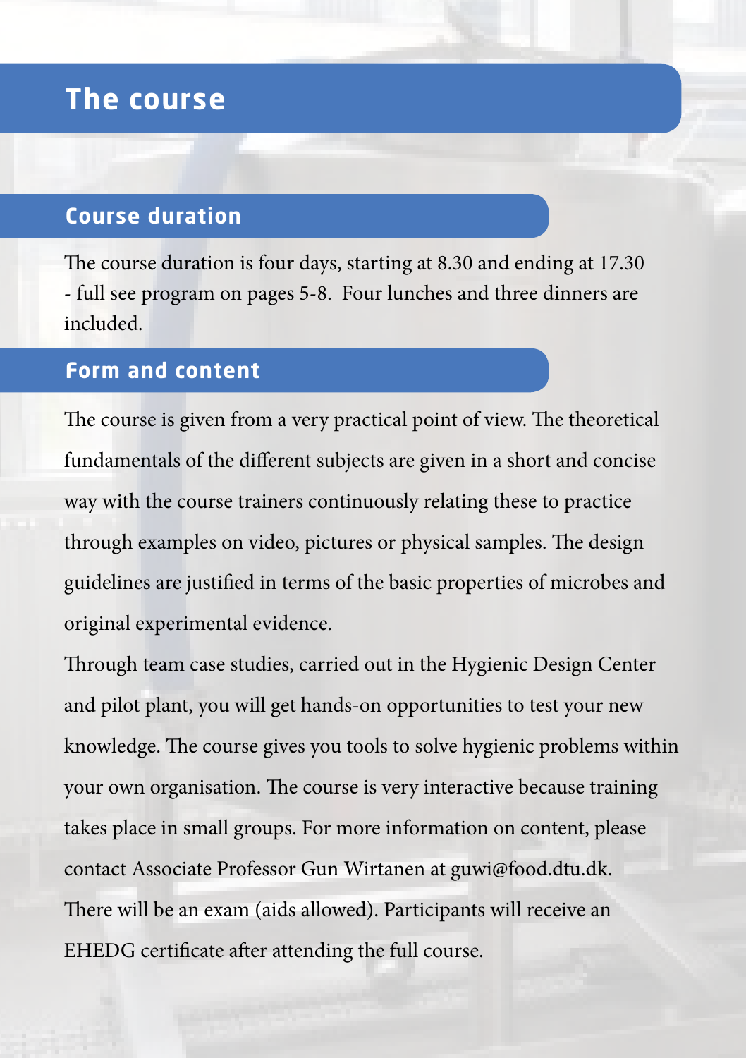# The course

## Course duration

The course duration is four days, starting at 8.30 and ending at 17.30 - full see program on pages 5-8. Four lunches and three dinners are included.

## Form and content

The course is given from a very practical point of view. The theoretical fundamentals of the different subjects are given in a short and concise way with the course trainers continuously relating these to practice through examples on video, pictures or physical samples. The design guidelines are justified in terms of the basic properties of microbes and original experimental evidence.

Through team case studies, carried out in the Hygienic Design Center and pilot plant, you will get hands-on opportunities to test your new knowledge. The course gives you tools to solve hygienic problems within your own organisation. The course is very interactive because training takes place in small groups. For more information on content, please contact Associate Professor Gun Wirtanen at guwi@food.dtu.dk.

There will be an exam (aids allowed). Participants will receive an EHEDG certificate after attending the full course.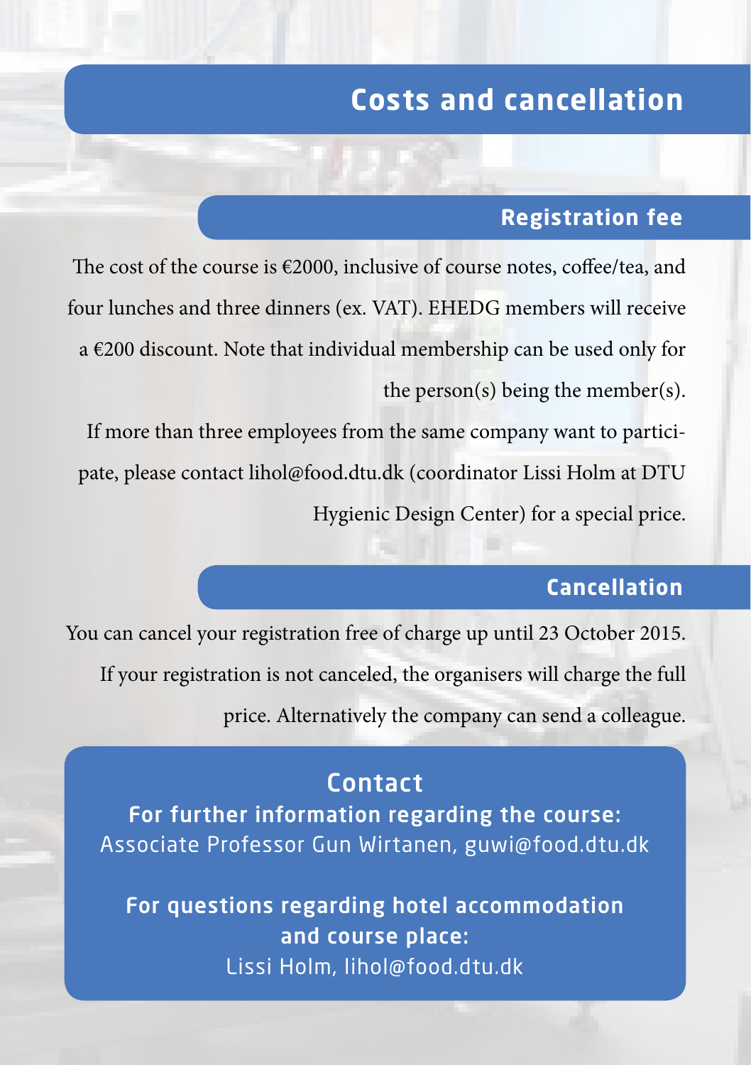# Costs and cancellation

## Registration fee

The cost of the course is €2000, inclusive of course notes, coffee/tea, and four lunches and three dinners (ex. VAT). EHEDG members will receive a €200 discount. Note that individual membership can be used only for the person(s) being the member(s).

If more than three employees from the same company want to participate, please contact lihol@food.dtu.dk (coordinator Lissi Holm at DTU Hygienic Design Center) for a special price.

## Cancellation

You can cancel your registration free of charge up until 23 October 2015. If your registration is not canceled, the organisers will charge the full price. Alternatively the company can send a colleague.

## Contact

**For further information regarding the course:**
Associate Professor Gun Wirtanen, guwi@food.dtu.dk

**For questions regarding hotel accommodation and course place:**
Lissi Holm, lihol@food.dtu.dk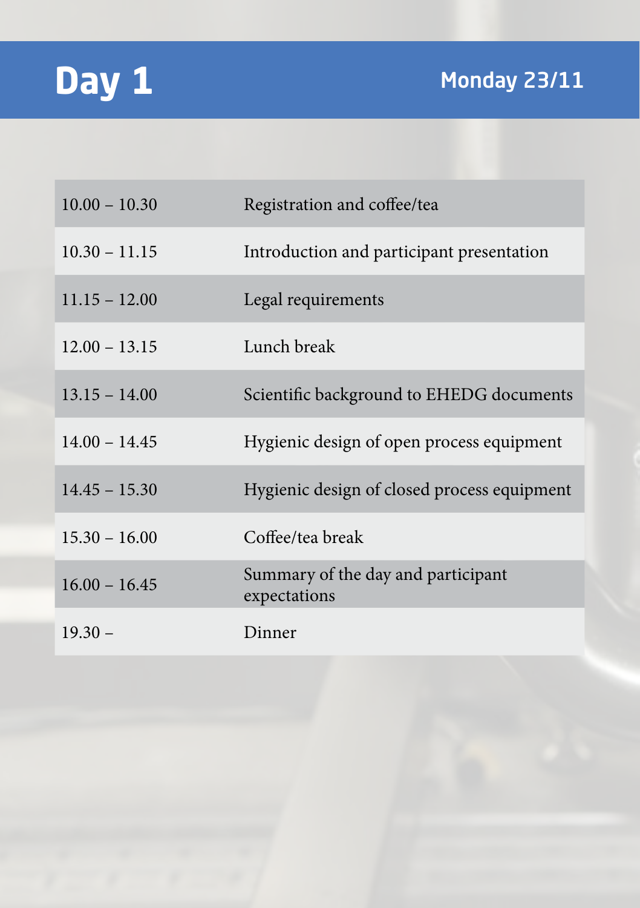# Day 1

## Monday 23/11

| | |
|---|---|
| 10.00 – 10.30 | Registration and coffee/tea |
| 10.30 – 11.15 | Introduction and participant presentation |
| 11.15 – 12.00 | Legal requirements |
| 12.00 – 13.15 | Lunch break |
| 13.15 – 14.00 | Scientific background to EHEDG documents |
| 14.00 – 14.45 | Hygienic design of open process equipment |
| 14.45 – 15.30 | Hygienic design of closed process equipment |
| 15.30 – 16.00 | Coffee/tea break |
| 16.00 – 16.45 | Summary of the day and participant expectations |
| 19.30 – | Dinner |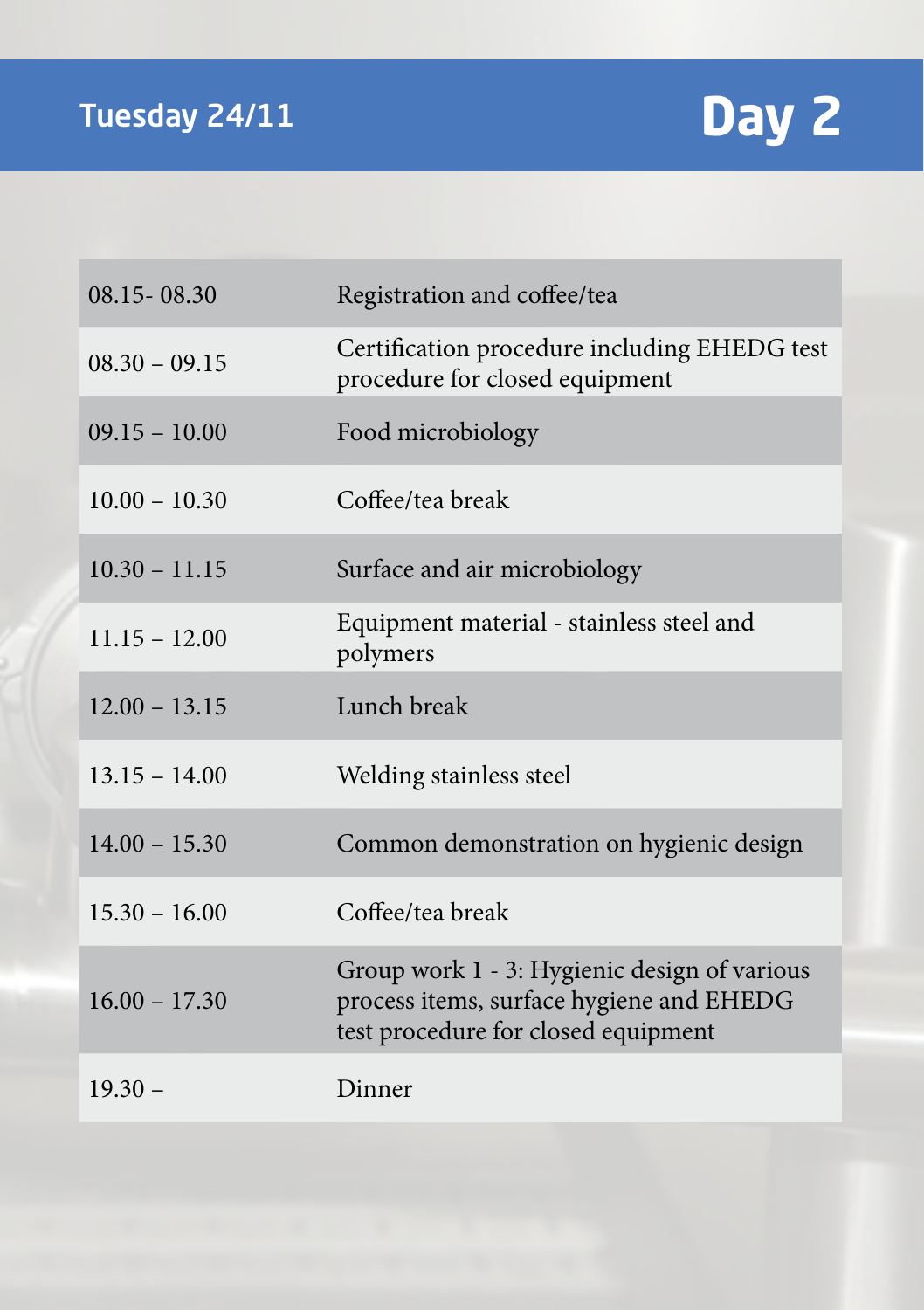## Tuesday 24/11

# Day 2

| | |
|---|---|
| 08.15- 08.30 | Registration and coffee/tea |
| 08.30 – 09.15 | Certification procedure including EHEDG test procedure for closed equipment |
| 09.15 – 10.00 | Food microbiology |
| 10.00 – 10.30 | Coffee/tea break |
| 10.30 – 11.15 | Surface and air microbiology |
| 11.15 – 12.00 | Equipment material - stainless steel and polymers |
| 12.00 – 13.15 | Lunch break |
| 13.15 – 14.00 | Welding stainless steel |
| 14.00 – 15.30 | Common demonstration on hygienic design |
| 15.30 – 16.00 | Coffee/tea break |
| 16.00 – 17.30 | Group work 1 - 3: Hygienic design of various process items, surface hygiene and EHEDG test procedure for closed equipment |
| 19.30 – | Dinner |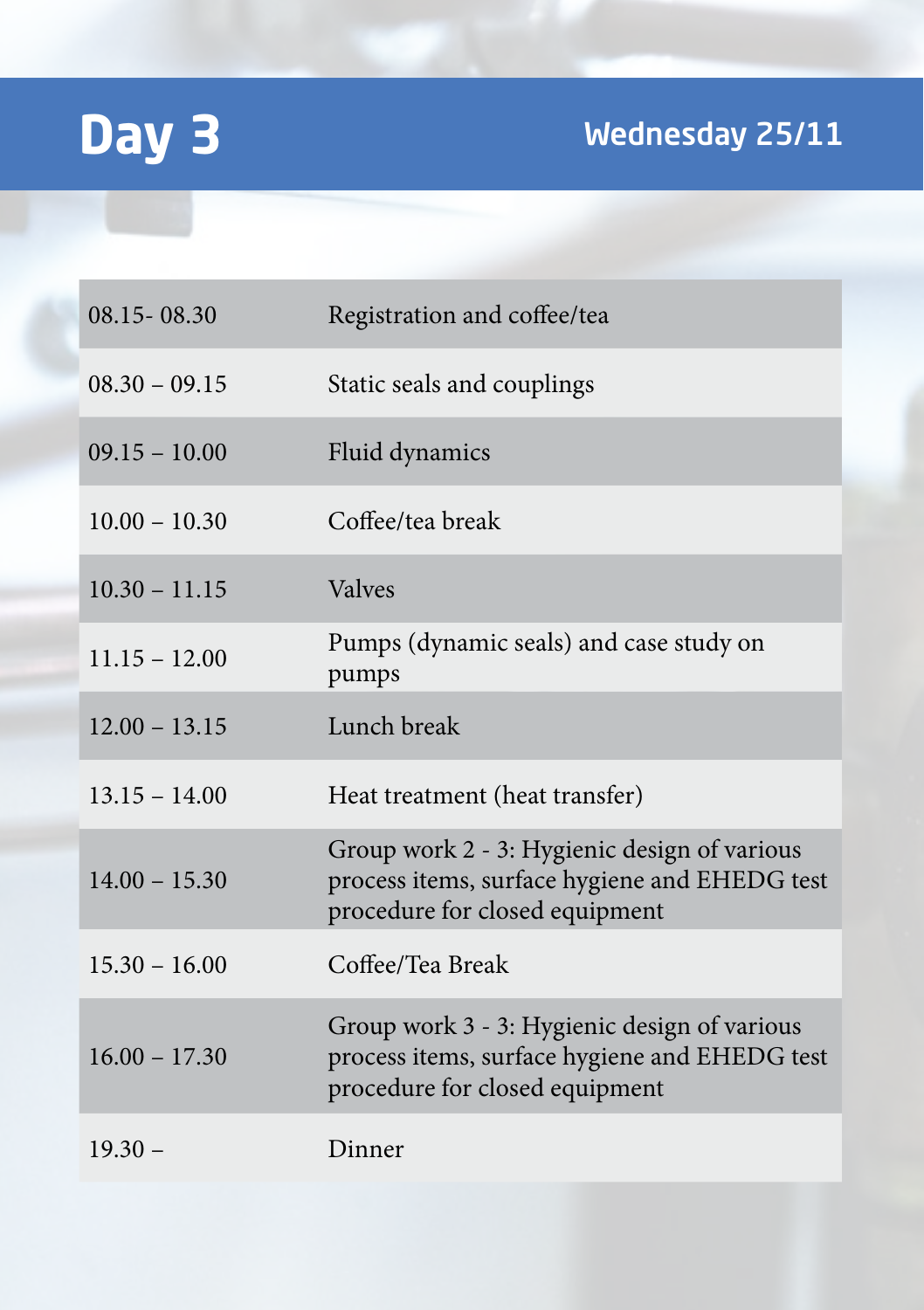# Day 3

**Wednesday 25/11**

| | |
|---|---|
| 08.15- 08.30 | Registration and coffee/tea |
| 08.30 – 09.15 | Static seals and couplings |
| 09.15 – 10.00 | Fluid dynamics |
| 10.00 – 10.30 | Coffee/tea break |
| 10.30 – 11.15 | Valves |
| 11.15 – 12.00 | Pumps (dynamic seals) and case study on pumps |
| 12.00 – 13.15 | Lunch break |
| 13.15 – 14.00 | Heat treatment (heat transfer) |
| 14.00 – 15.30 | Group work 2 - 3: Hygienic design of various process items, surface hygiene and EHEDG test procedure for closed equipment |
| 15.30 – 16.00 | Coffee/Tea Break |
| 16.00 – 17.30 | Group work 3 - 3: Hygienic design of various process items, surface hygiene and EHEDG test procedure for closed equipment |
| 19.30 – | Dinner |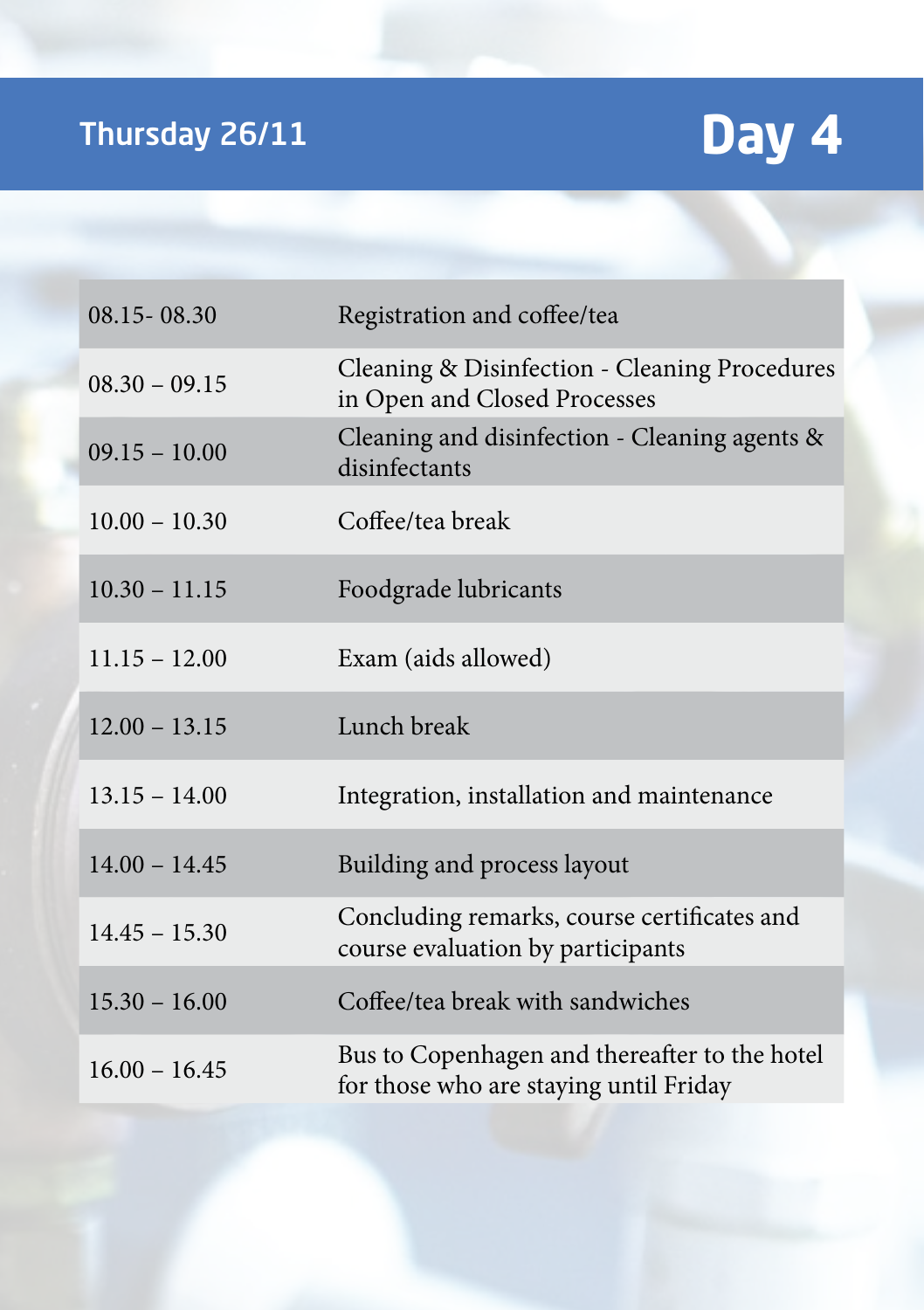## Thursday 26/11 — Day 4

| | |
|---|---|
| 08.15- 08.30 | Registration and coffee/tea |
| 08.30 – 09.15 | Cleaning & Disinfection - Cleaning Procedures in Open and Closed Processes |
| 09.15 – 10.00 | Cleaning and disinfection - Cleaning agents & disinfectants |
| 10.00 – 10.30 | Coffee/tea break |
| 10.30 – 11.15 | Foodgrade lubricants |
| 11.15 – 12.00 | Exam (aids allowed) |
| 12.00 – 13.15 | Lunch break |
| 13.15 – 14.00 | Integration, installation and maintenance |
| 14.00 – 14.45 | Building and process layout |
| 14.45 – 15.30 | Concluding remarks, course certificates and course evaluation by participants |
| 15.30 – 16.00 | Coffee/tea break with sandwiches |
| 16.00 – 16.45 | Bus to Copenhagen and thereafter to the hotel for those who are staying until Friday |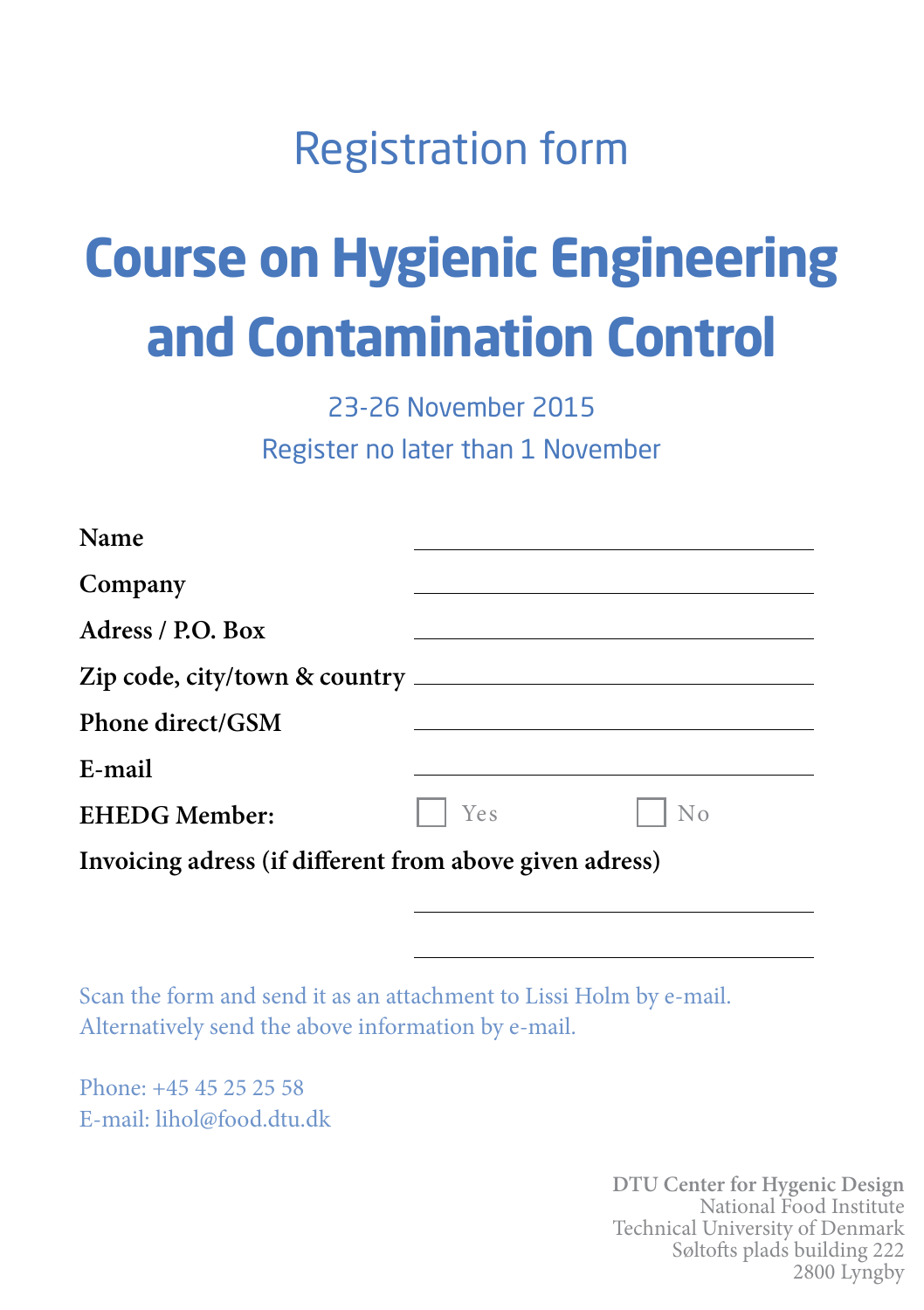## Registration form

# Course on Hygienic Engineering and Contamination Control

23-26 November 2015

Register no later than 1 November

**Name** \_\_\_\_\_\_\_\_\_\_\_\_\_\_\_\_\_\_\_\_\_\_\_\_\_\_\_\_\_\_

**Company** \_\_\_\_\_\_\_\_\_\_\_\_\_\_\_\_\_\_\_\_\_\_\_\_\_\_\_\_\_\_

**Adress / P.O. Box** \_\_\_\_\_\_\_\_\_\_\_\_\_\_\_\_\_\_\_\_\_\_\_\_\_\_\_\_\_\_

**Zip code, city/town & country** \_\_\_\_\_\_\_\_\_\_\_\_\_\_\_\_\_\_\_\_\_\_\_\_\_\_\_\_\_\_

**Phone direct/GSM** \_\_\_\_\_\_\_\_\_\_\_\_\_\_\_\_\_\_\_\_\_\_\_\_\_\_\_\_\_\_

**E-mail** \_\_\_\_\_\_\_\_\_\_\_\_\_\_\_\_\_\_\_\_\_\_\_\_\_\_\_\_\_\_

**EHEDG Member:** ☐ Yes ☐ No

**Invoicing adress (if different from above given adress)**

\_\_\_\_\_\_\_\_\_\_\_\_\_\_\_\_\_\_\_\_\_\_\_\_\_\_\_\_\_\_

\_\_\_\_\_\_\_\_\_\_\_\_\_\_\_\_\_\_\_\_\_\_\_\_\_\_\_\_\_\_

Scan the form and send it as an attachment to Lissi Holm by e-mail.
Alternatively send the above information by e-mail.

Phone: +45 45 25 25 58
E-mail: lihol@food.dtu.dk

**DTU Center for Hygenic Design**
National Food Institute
Technical University of Denmark
Søltofts plads building 222
2800 Lyngby